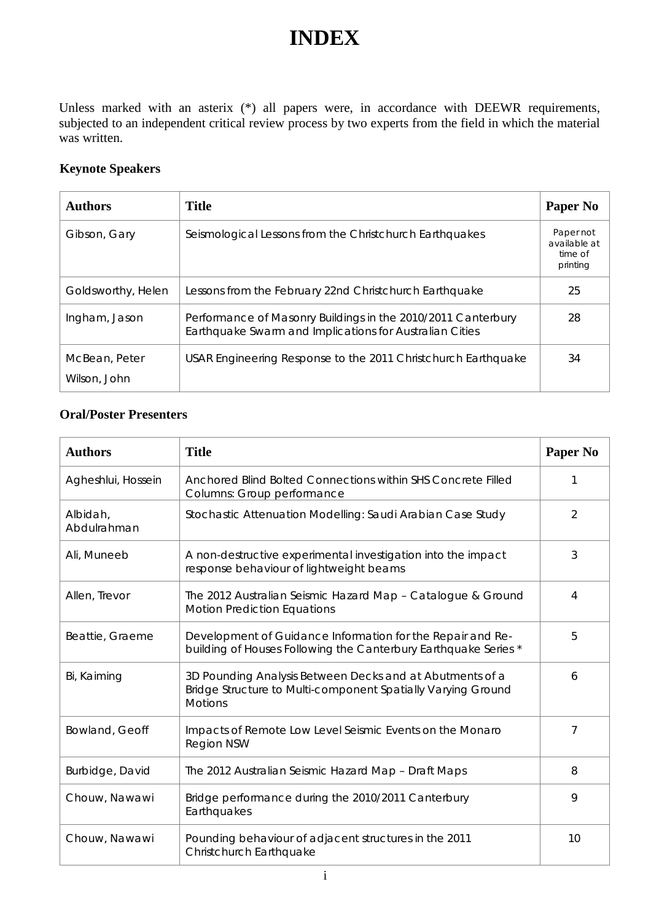# INDEX

Unless marked with an asterix (*) all papers were, in accordance with DEEWR requirements, subjected to an independent critical review process by two experts from the field in which the material was written.

### Keynote Speakers

| Authors | Title | Paper No |
|---|---|---|
| Gibson, Gary | Seismological Lessons from the Christchurch Earthquakes | Paper not available at time of printing |
| Goldsworthy, Helen | Lessons from the February 22nd Christchurch Earthquake | 25 |
| Ingham, Jason | Performance of Masonry Buildings in the 2010/2011 Canterbury Earthquake Swarm and Implications for Australian Cities | 28 |
| McBean, Peter<br>Wilson, John | USAR Engineering Response to the 2011 Christchurch Earthquake | 34 |

### Oral/Poster Presenters

| Authors | Title | Paper No |
|---|---|---|
| Agheshlui, Hossein | Anchored Blind Bolted Connections within SHS Concrete Filled Columns: Group performance | 1 |
| Albidah, Abdulrahman | Stochastic Attenuation Modelling: Saudi Arabian Case Study | 2 |
| Ali, Muneeb | A non-destructive experimental investigation into the impact response behaviour of lightweight beams | 3 |
| Allen, Trevor | The 2012 Australian Seismic Hazard Map – Catalogue & Ground Motion Prediction Equations | 4 |
| Beattie, Graeme | Development of Guidance Information for the Repair and Re-building of Houses Following the Canterbury Earthquake Series * | 5 |
| Bi, Kaiming | 3D Pounding Analysis Between Decks and at Abutments of a Bridge Structure to Multi-component Spatially Varying Ground Motions | 6 |
| Bowland, Geoff | Impacts of Remote Low Level Seismic Events on the Monaro Region NSW | 7 |
| Burbidge, David | The 2012 Australian Seismic Hazard Map – Draft Maps | 8 |
| Chouw, Nawawi | Bridge performance during the 2010/2011 Canterbury Earthquakes | 9 |
| Chouw, Nawawi | Pounding behaviour of adjacent structures in the 2011 Christchurch Earthquake | 10 |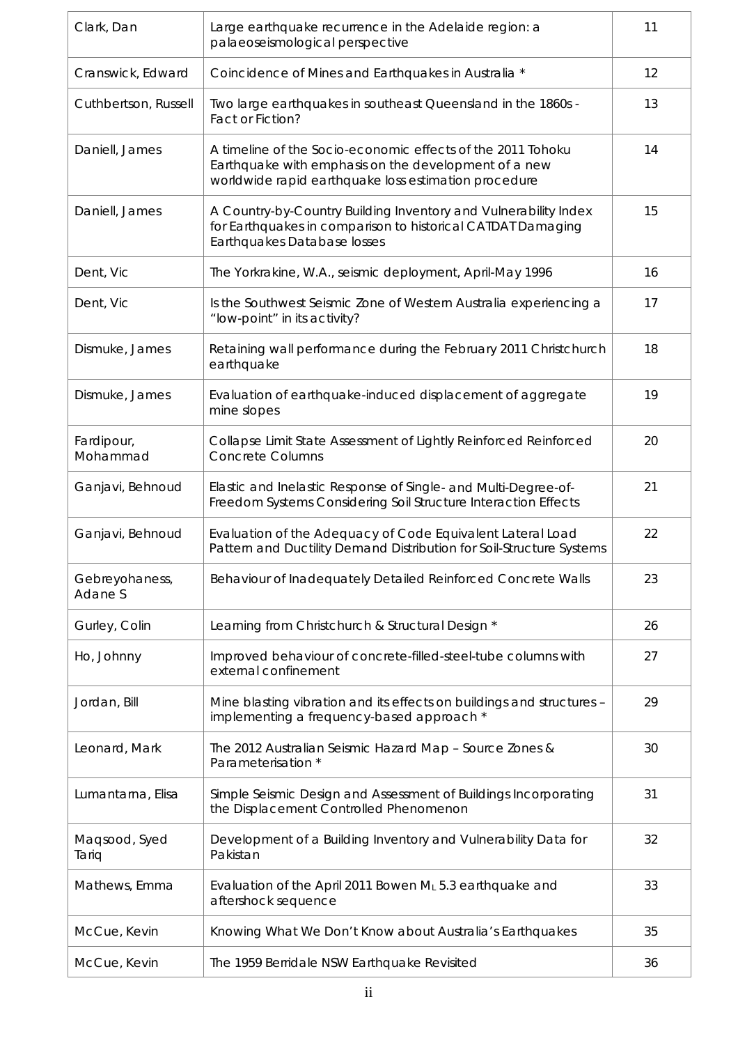| | | |
|---|---|---|
| Clark, Dan | Large earthquake recurrence in the Adelaide region: a palaeoseismological perspective | 11 |
| Cranswick, Edward | Coincidence of Mines and Earthquakes in Australia * | 12 |
| Cuthbertson, Russell | Two large earthquakes in southeast Queensland in the 1860s - Fact or Fiction? | 13 |
| Daniell, James | A timeline of the Socio-economic effects of the 2011 Tohoku Earthquake with emphasis on the development of a new worldwide rapid earthquake loss estimation procedure | 14 |
| Daniell, James | A Country-by-Country Building Inventory and Vulnerability Index for Earthquakes in comparison to historical CATDAT Damaging Earthquakes Database losses | 15 |
| Dent, Vic | The Yorkrakine, W.A., seismic deployment, April-May 1996 | 16 |
| Dent, Vic | Is the Southwest Seismic Zone of Western Australia experiencing a "low-point" in its activity? | 17 |
| Dismuke, James | Retaining wall performance during the February 2011 Christchurch earthquake | 18 |
| Dismuke, James | Evaluation of earthquake-induced displacement of aggregate mine slopes | 19 |
| Fardipour, Mohammad | Collapse Limit State Assessment of Lightly Reinforced Reinforced Concrete Columns | 20 |
| Ganjavi, Behnoud | Elastic and Inelastic Response of Single- and Multi-Degree-of-Freedom Systems Considering Soil Structure Interaction Effects | 21 |
| Ganjavi, Behnoud | Evaluation of the Adequacy of Code Equivalent Lateral Load Pattern and Ductility Demand Distribution for Soil-Structure Systems | 22 |
| Gebreyohaness, Adane S | Behaviour of Inadequately Detailed Reinforced Concrete Walls | 23 |
| Gurley, Colin | Learning from Christchurch & Structural Design * | 26 |
| Ho, Johnny | Improved behaviour of concrete-filled-steel-tube columns with external confinement | 27 |
| Jordan, Bill | Mine blasting vibration and its effects on buildings and structures – implementing a frequency-based approach * | 29 |
| Leonard, Mark | The 2012 Australian Seismic Hazard Map – Source Zones & Parameterisation * | 30 |
| Lumantarna, Elisa | Simple Seismic Design and Assessment of Buildings Incorporating the Displacement Controlled Phenomenon | 31 |
| Maqsood, Syed Tariq | Development of a Building Inventory and Vulnerability Data for Pakistan | 32 |
| Mathews, Emma | Evaluation of the April 2011 Bowen $M_L$ 5.3 earthquake and aftershock sequence | 33 |
| McCue, Kevin | Knowing What We Don't Know about Australia's Earthquakes | 35 |
| McCue, Kevin | The 1959 Berridale NSW Earthquake Revisited | 36 |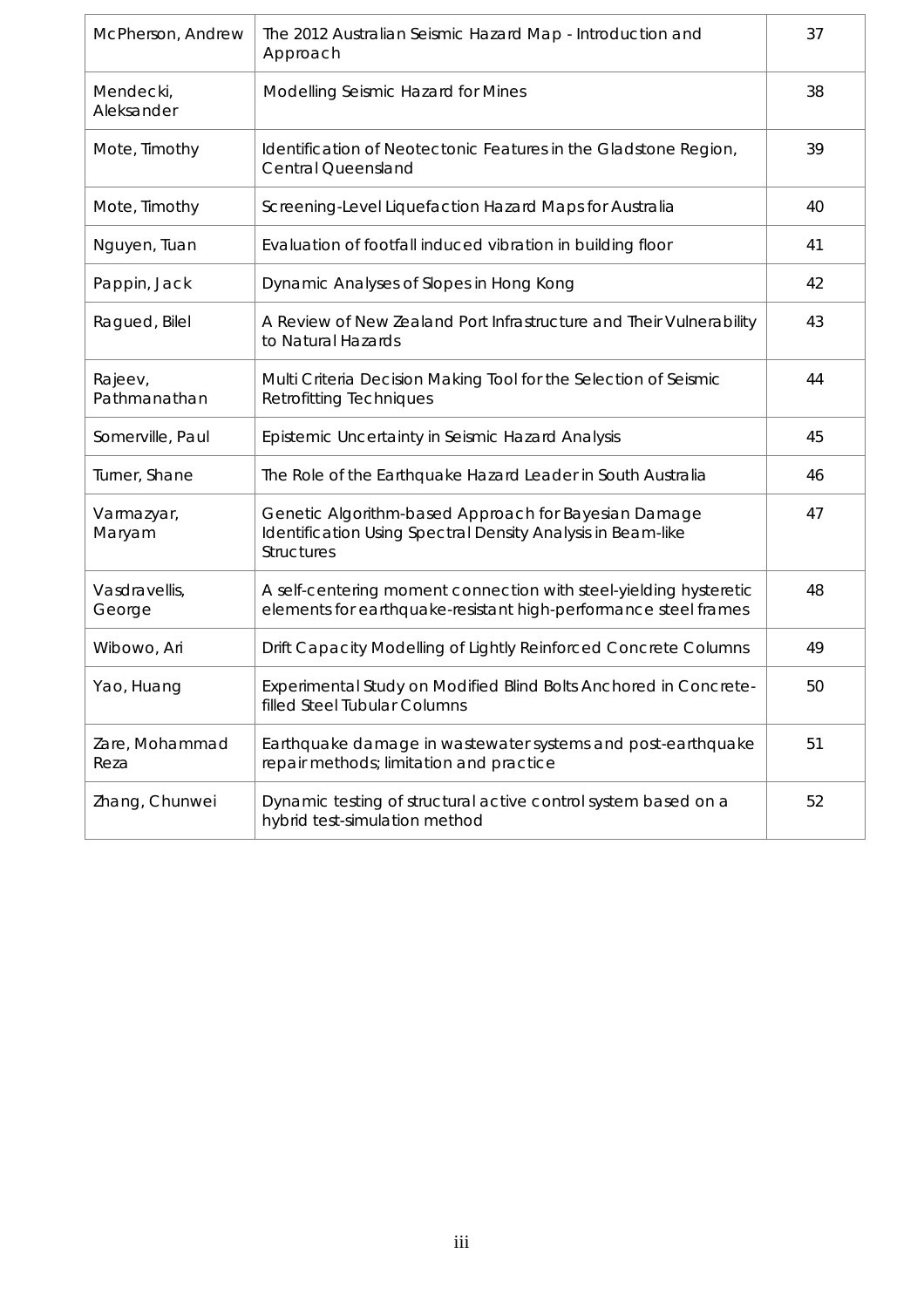| | | |
|---|---|---|
| McPherson, Andrew | The 2012 Australian Seismic Hazard Map - Introduction and Approach | 37 |
| Mendecki, Aleksander | Modelling Seismic Hazard for Mines | 38 |
| Mote, Timothy | Identification of Neotectonic Features in the Gladstone Region, Central Queensland | 39 |
| Mote, Timothy | Screening-Level Liquefaction Hazard Maps for Australia | 40 |
| Nguyen, Tuan | Evaluation of footfall induced vibration in building floor | 41 |
| Pappin, Jack | Dynamic Analyses of Slopes in Hong Kong | 42 |
| Ragued, Bilel | A Review of New Zealand Port Infrastructure and Their Vulnerability to Natural Hazards | 43 |
| Rajeev, Pathmanathan | Multi Criteria Decision Making Tool for the Selection of Seismic Retrofitting Techniques | 44 |
| Somerville, Paul | Epistemic Uncertainty in Seismic Hazard Analysis | 45 |
| Turner, Shane | The Role of the Earthquake Hazard Leader in South Australia | 46 |
| Varmazyar, Maryam | Genetic Algorithm-based Approach for Bayesian Damage Identification Using Spectral Density Analysis in Beam-like Structures | 47 |
| Vasdravellis, George | A self-centering moment connection with steel-yielding hysteretic elements for earthquake-resistant high-performance steel frames | 48 |
| Wibowo, Ari | Drift Capacity Modelling of Lightly Reinforced Concrete Columns | 49 |
| Yao, Huang | Experimental Study on Modified Blind Bolts Anchored in Concrete-filled Steel Tubular Columns | 50 |
| Zare, Mohammad Reza | Earthquake damage in wastewater systems and post-earthquake repair methods; limitation and practice | 51 |
| Zhang, Chunwei | Dynamic testing of structural active control system based on a hybrid test-simulation method | 52 |